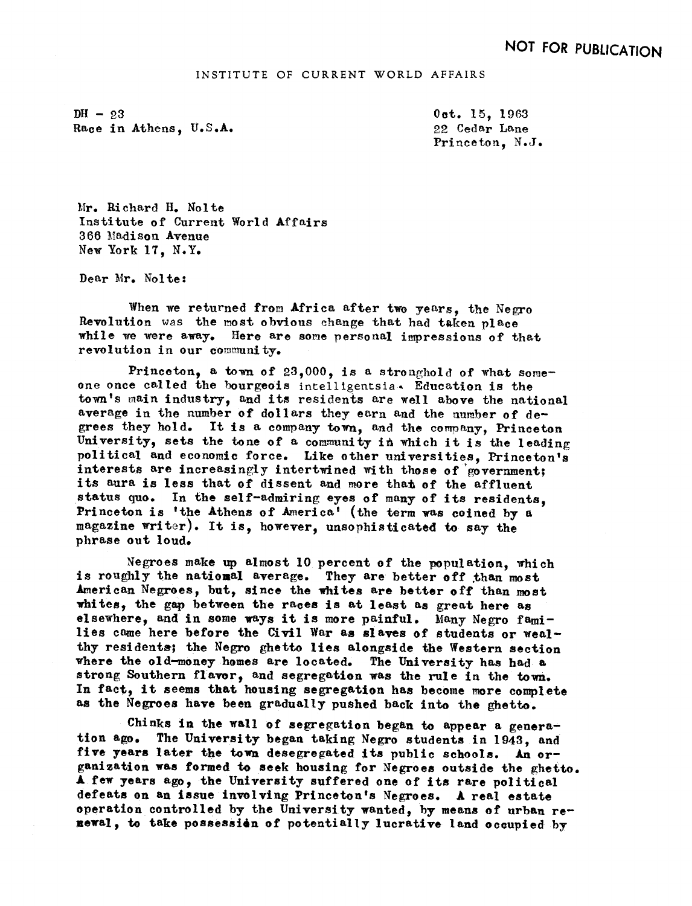NOT FOR PUBLICATION

INSTITUTE OF CURRENT WORLD AFFAIRS

DH - 23
Race in Athens, U.S.A.

Oct. 15, 1963
22 Cedar Lane
Princeton, N.J.

Mr. Richard H. Nolte
Institute of Current World Affairs
366 Madison Avenue
New York 17, N.Y.

Dear Mr. Nolte:

When we returned from Africa after two years, the Negro Revolution was the most obvious change that had taken place while we were away. Here are some personal impressions of that revolution in our community.

Princeton, a town of 23,000, is a stronghold of what someone once called the bourgeois intelligentsia. Education is the town's main industry, and its residents are well above the national average in the number of dollars they earn and the number of degrees they hold. It is a company town, and the company, Princeton University, sets the tone of a community in which it is the leading political and economic force. Like other universities, Princeton's interests are increasingly intertwined with those of government; its aura is less that of dissent and more that of the affluent status quo. In the self-admiring eyes of many of its residents, Princeton is 'the Athens of America' (the term was coined by a magazine writer). It is, however, unsophisticated to say the phrase out loud.

Negroes make up almost 10 percent of the population, which is roughly the national average. They are better off than most American Negroes, but, since the whites are better off than most whites, the gap between the races is at least as great here as elsewhere, and in some ways it is more painful. Many Negro families came here before the Civil War as slaves of students or wealthy residents; the Negro ghetto lies alongside the Western section where the old-money homes are located. The University has had a strong Southern flavor, and segregation was the rule in the town. In fact, it seems that housing segregation has become more complete as the Negroes have been gradually pushed back into the ghetto.

Chinks in the wall of segregation began to appear a generation ago. The University began taking Negro students in 1943, and five years later the town desegregated its public schools. An organization was formed to seek housing for Negroes outside the ghetto. A few years ago, the University suffered one of its rare political defeats on an issue involving Princeton's Negroes. A real estate operation controlled by the University wanted, by means of urban renewal, to take possession of potentially lucrative land occupied by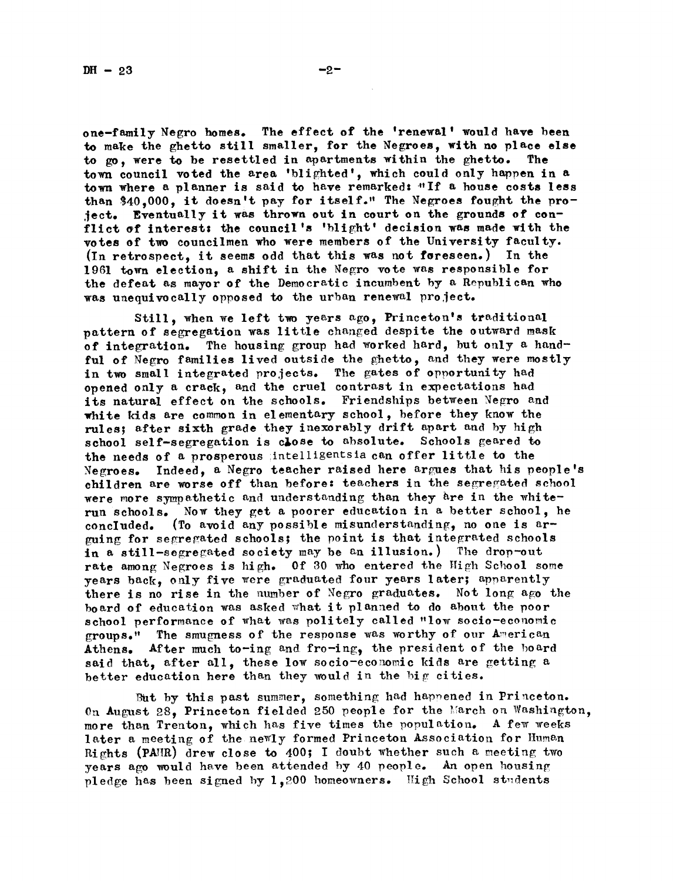one-family Negro homes. The effect of the 'renewal' would have been to make the ghetto still smaller, for the Negroes, with no place else to go, were to be resettled in apartments within the ghetto. The town council voted the area 'blighted', which could only happen in a town where a planner is said to have remarked: "If a house costs less than $40,000, it doesn't pay for itself." The Negroes fought the project. Eventually it was thrown out in court on the grounds of conflict of interest: the council's 'blight' decision was made with the votes of two councilmen who were members of the University faculty. (In retrospect, it seems odd that this was not foreseen.) In the 1961 town election, a shift in the Negro vote was responsible for the defeat as mayor of the Democratic incumbent by a Republican who was unequivocally opposed to the urban renewal project.

Still, when we left two years ago, Princeton's traditional pattern of segregation was little changed despite the outward mask of integration. The housing group had worked hard, but only a handful of Negro families lived outside the ghetto, and they were mostly in two small integrated projects. The gates of opportunity had opened only a crack, and the cruel contrast in expectations had its natural effect on the schools. Friendships between Negro and white kids are common in elementary school, before they know the rules; after sixth grade they inexorably drift apart and by high school self-segregation is close to absolute. Schools geared to the needs of a prosperous intelligentsia can offer little to the Negroes. Indeed, a Negro teacher raised here argues that his people's children are worse off than before: teachers in the segregated school were more sympathetic and understanding than they are in the white-run schools. Now they get a poorer education in a better school, he concluded. (To avoid any possible misunderstanding, no one is arguing for segregated schools; the point is that integrated schools in a still-segregated society may be an illusion.) The drop-out rate among Negroes is high. Of 30 who entered the High School some years back, only five were graduated four years later; apparently there is no rise in the number of Negro graduates. Not long ago the board of education was asked what it planned to do about the poor school performance of what was politely called "low socio-economic groups." The smugness of the response was worthy of our American Athens. After much to-ing and fro-ing, the president of the board said that, after all, these low socio-economic kids are getting a better education here than they would in the big cities.

But by this past summer, something had happened in Princeton. On August 28, Princeton fielded 250 people for the March on Washington, more than Trenton, which has five times the population. A few weeks later a meeting of the newly formed Princeton Association for Human Rights (PAHR) drew close to 400; I doubt whether such a meeting two years ago would have been attended by 40 people. An open housing pledge has been signed by 1,200 homeowners. High School students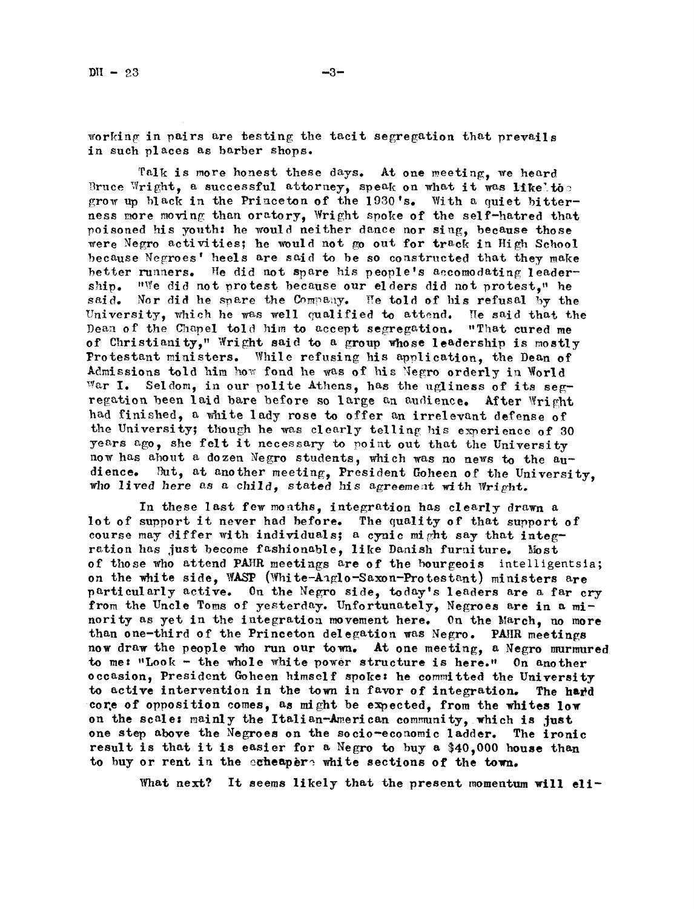working in pairs are testing the tacit segregation that prevails in such places as barber shops.

Talk is more honest these days. At one meeting, we heard Bruce Wright, a successful attorney, speak on what it was like to grow up black in the Princeton of the 1930's. With a quiet bitterness more moving than oratory, Wright spoke of the self-hatred that poisoned his youth: he would neither dance nor sing, because those were Negro activities; he would not go out for track in High School because Negroes' heels are said to be so constructed that they make better runners. He did not spare his people's accomodating leadership. "We did not protest because our elders did not protest," he said. Nor did he spare the Company. He told of his refusal by the University, which he was well qualified to attend. He said that the Dean of the Chapel told him to accept segregation. "That cured me of Christianity," Wright said to a group whose leadership is mostly Protestant ministers. While refusing his application, the Dean of Admissions told him how fond he was of his Negro orderly in World War I. Seldom, in our polite Athens, has the ugliness of its segregation been laid bare before so large an audience. After Wright had finished, a white lady rose to offer an irrelevant defense of the University; though he was clearly telling his experience of 30 years ago, she felt it necessary to point out that the University now has about a dozen Negro students, which was no news to the audience. But, at another meeting, President Goheen of the University, who lived here as a child, stated his agreement with Wright.

In these last few months, integration has clearly drawn a lot of support it never had before. The quality of that support of course may differ with individuals; a cynic might say that integration has just become fashionable, like Danish furniture. Most of those who attend PAHR meetings are of the bourgeois intelligentsia; on the white side, WASP (White-Anglo-Saxon-Protestant) ministers are particularly active. On the Negro side, today's leaders are a far cry from the Uncle Toms of yesterday. Unfortunately, Negroes are in a minority as yet in the integration movement here. On the March, no more than one-third of the Princeton delegation was Negro. PAHR meetings now draw the people who run our town. At one meeting, a Negro murmured to me: "Look - the whole white power structure is here." On another occasion, President Goheen himself spoke: he committed the University to active intervention in the town in favor of integration. The hard core of opposition comes, as might be expected, from the whites low on the scale: mainly the Italian-American community, which is just one step above the Negroes on the socio-economic ladder. The ironic result is that it is easier for a Negro to buy a $40,000 house than to buy or rent in the cheaper white sections of the town.

What next? It seems likely that the present momentum will eli-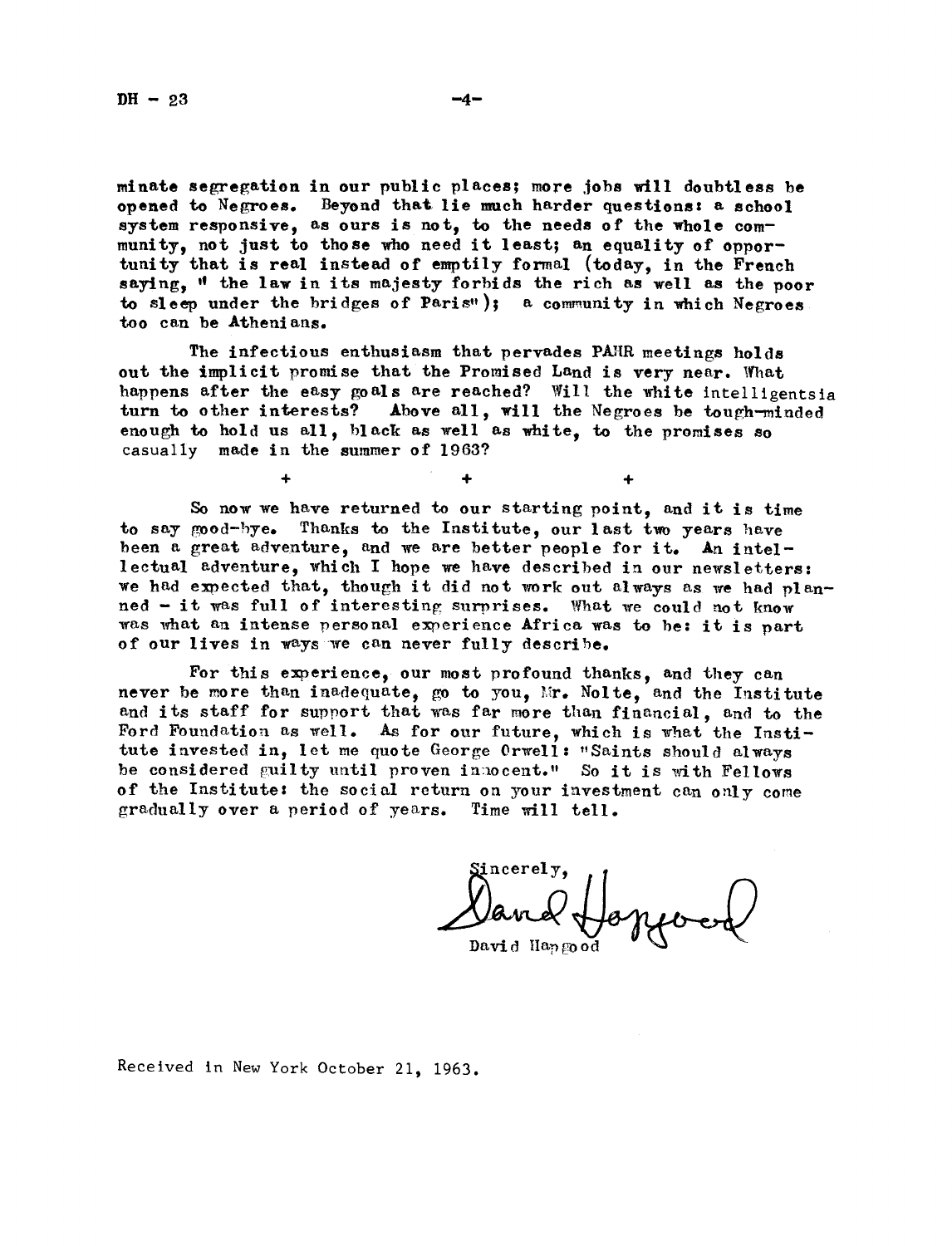minate segregation in our public places; more jobs will doubtless be opened to Negroes. Beyond that lie much harder questions: a school system responsive, as ours is not, to the needs of the whole community, not just to those who need it least; an equality of opportunity that is real instead of emptily formal (today, in the French saying, " the law in its majesty forbids the rich as well as the poor to sleep under the bridges of Paris"); a community in which Negroes too can be Athenians.

The infectious enthusiasm that pervades PAHR meetings holds out the implicit promise that the Promised Land is very near. What happens after the easy goals are reached? Will the white intelligentsia turn to other interests? Above all, will the Negroes be tough-minded enough to hold us all, black as well as white, to the promises so casually made in the summer of 1963?

\+ \+ \+

So now we have returned to our starting point, and it is time to say good-bye. Thanks to the Institute, our last two years have been a great adventure, and we are better people for it. An intellectual adventure, which I hope we have described in our newsletters: we had expected that, though it did not work out always as we had planned - it was full of interesting surprises. What we could not know was what an intense personal experience Africa was to be: it is part of our lives in ways we can never fully describe.

For this experience, our most profound thanks, and they can never be more than inadequate, go to you, Mr. Nolte, and the Institute and its staff for support that was far more than financial, and to the Ford Foundation as well. As for our future, which is what the Institute invested in, let me quote George Orwell: "Saints should always be considered guilty until proven innocent." So it is with Fellows of the Institute: the social return on your investment can only come gradually over a period of years. Time will tell.

Sincerely,

David Hapgood

David Hapgood

Received in New York October 21, 1963.